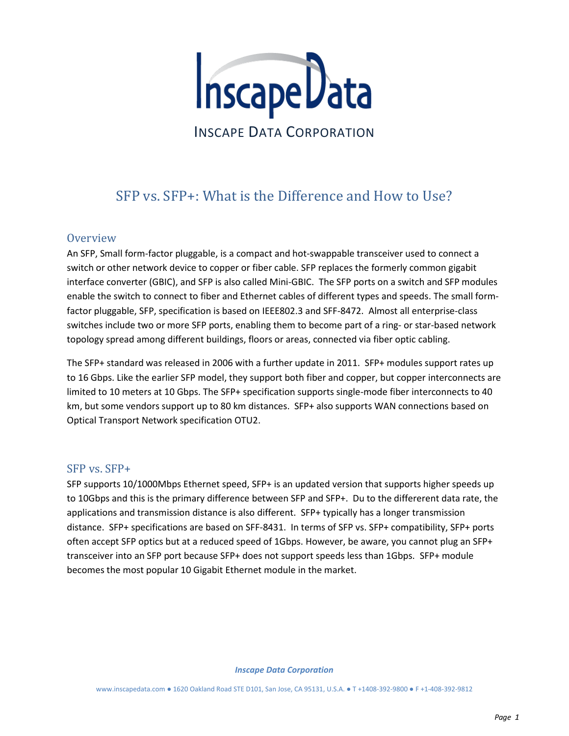InscapeData

INSCAPE DATA CORPORATION

# SFP vs. SFP+: What is the Difference and How to Use?

## Overview

An SFP, Small form-factor pluggable, is a compact and hot-swappable transceiver used to connect a switch or other network device to copper or fiber cable. SFP replaces the formerly common gigabit interface converter (GBIC), and SFP is also called Mini-GBIC. The SFP ports on a switch and SFP modules enable the switch to connect to fiber and Ethernet cables of different types and speeds. The small form-factor pluggable, SFP, specification is based on IEEE802.3 and SFF-8472. Almost all enterprise-class switches include two or more SFP ports, enabling them to become part of a ring- or star-based network topology spread among different buildings, floors or areas, connected via fiber optic cabling.

The SFP+ standard was released in 2006 with a further update in 2011. SFP+ modules support rates up to 16 Gbps. Like the earlier SFP model, they support both fiber and copper, but copper interconnects are limited to 10 meters at 10 Gbps. The SFP+ specification supports single-mode fiber interconnects to 40 km, but some vendors support up to 80 km distances. SFP+ also supports WAN connections based on Optical Transport Network specification OTU2.

## SFP vs. SFP+

SFP supports 10/1000Mbps Ethernet speed, SFP+ is an updated version that supports higher speeds up to 10Gbps and this is the primary difference between SFP and SFP+. Du to the differerent data rate, the applications and transmission distance is also different. SFP+ typically has a longer transmission distance. SFP+ specifications are based on SFF-8431. In terms of SFP vs. SFP+ compatibility, SFP+ ports often accept SFP optics but at a reduced speed of 1Gbps. However, be aware, you cannot plug an SFP+ transceiver into an SFP port because SFP+ does not support speeds less than 1Gbps. SFP+ module becomes the most popular 10 Gigabit Ethernet module in the market.

*Inscape Data Corporation*

www.inscapedata.com ● 1620 Oakland Road STE D101, San Jose, CA 95131, U.S.A. ● T +1408-392-9800 ● F +1-408-392-9812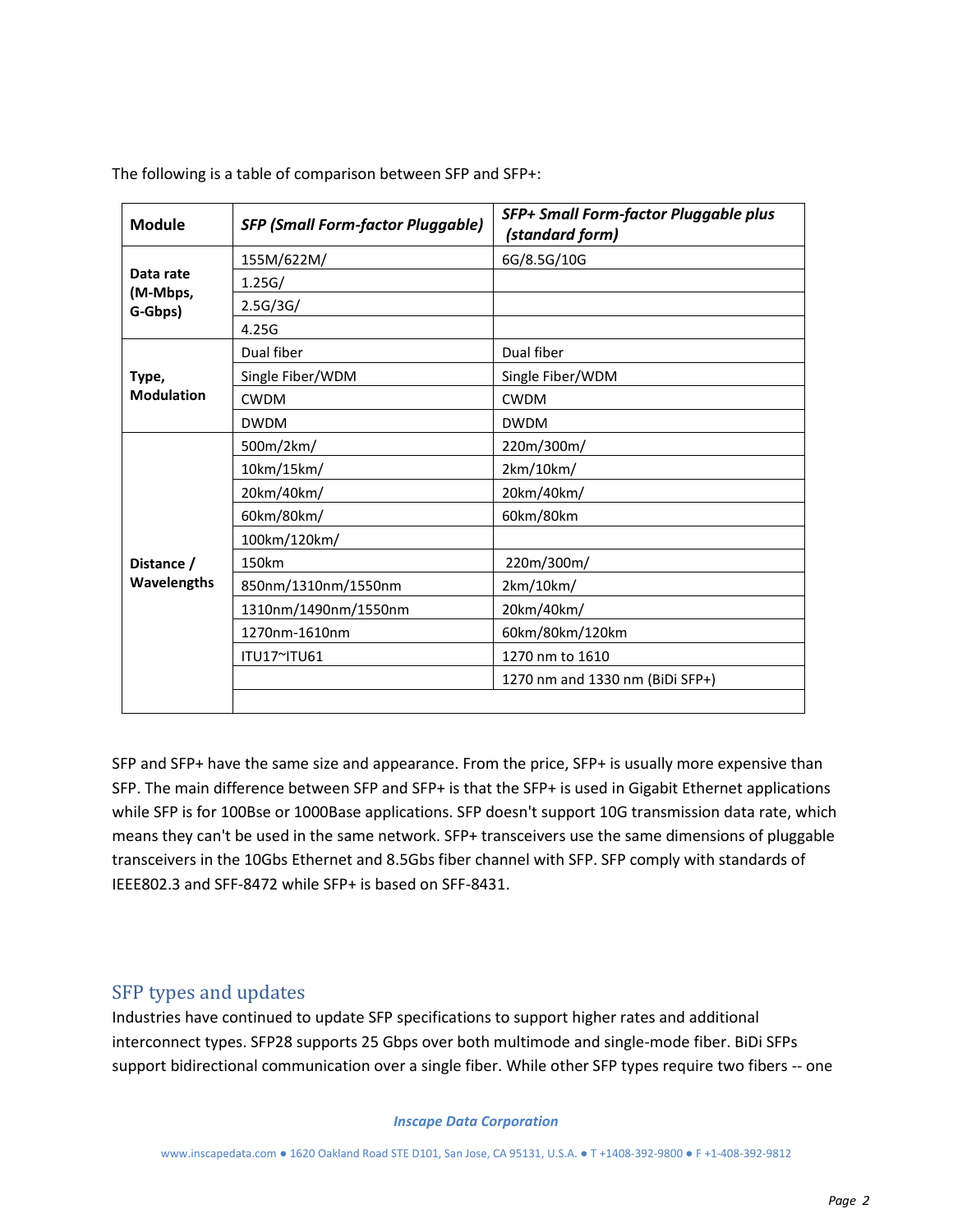The following is a table of comparison between SFP and SFP+:

| Module | *SFP (Small Form-factor Pluggable)* | *SFP+ Small Form-factor Pluggable plus (standard form)* |
|---|---|---|
| **Data rate (M-Mbps, G-Gbps)** | 155M/622M/ | 6G/8.5G/10G |
| | 1.25G/ | |
| | 2.5G/3G/ | |
| | 4.25G | |
| **Type, Modulation** | Dual fiber | Dual fiber |
| | Single Fiber/WDM | Single Fiber/WDM |
| | CWDM | CWDM |
| | DWDM | DWDM |
| **Distance / Wavelengths** | 500m/2km/ | 220m/300m/ |
| | 10km/15km/ | 2km/10km/ |
| | 20km/40km/ | 20km/40km/ |
| | 60km/80km/ | 60km/80km |
| | 100km/120km/ | |
| | 150km | 220m/300m/ |
| | 850nm/1310nm/1550nm | 2km/10km/ |
| | 1310nm/1490nm/1550nm | 20km/40km/ |
| | 1270nm-1610nm | 60km/80km/120km |
| | ITU17~ITU61 | 1270 nm to 1610 |
| | | 1270 nm and 1330 nm (BiDi SFP+) |
| | | |

SFP and SFP+ have the same size and appearance. From the price, SFP+ is usually more expensive than SFP. The main difference between SFP and SFP+ is that the SFP+ is used in Gigabit Ethernet applications while SFP is for 100Bse or 1000Base applications. SFP doesn't support 10G transmission data rate, which means they can't be used in the same network. SFP+ transceivers use the same dimensions of pluggable transceivers in the 10Gbs Ethernet and 8.5Gbs fiber channel with SFP. SFP comply with standards of IEEE802.3 and SFF-8472 while SFP+ is based on SFF-8431.

## SFP types and updates

Industries have continued to update SFP specifications to support higher rates and additional interconnect types. SFP28 supports 25 Gbps over both multimode and single-mode fiber. BiDi SFPs support bidirectional communication over a single fiber. While other SFP types require two fibers -- one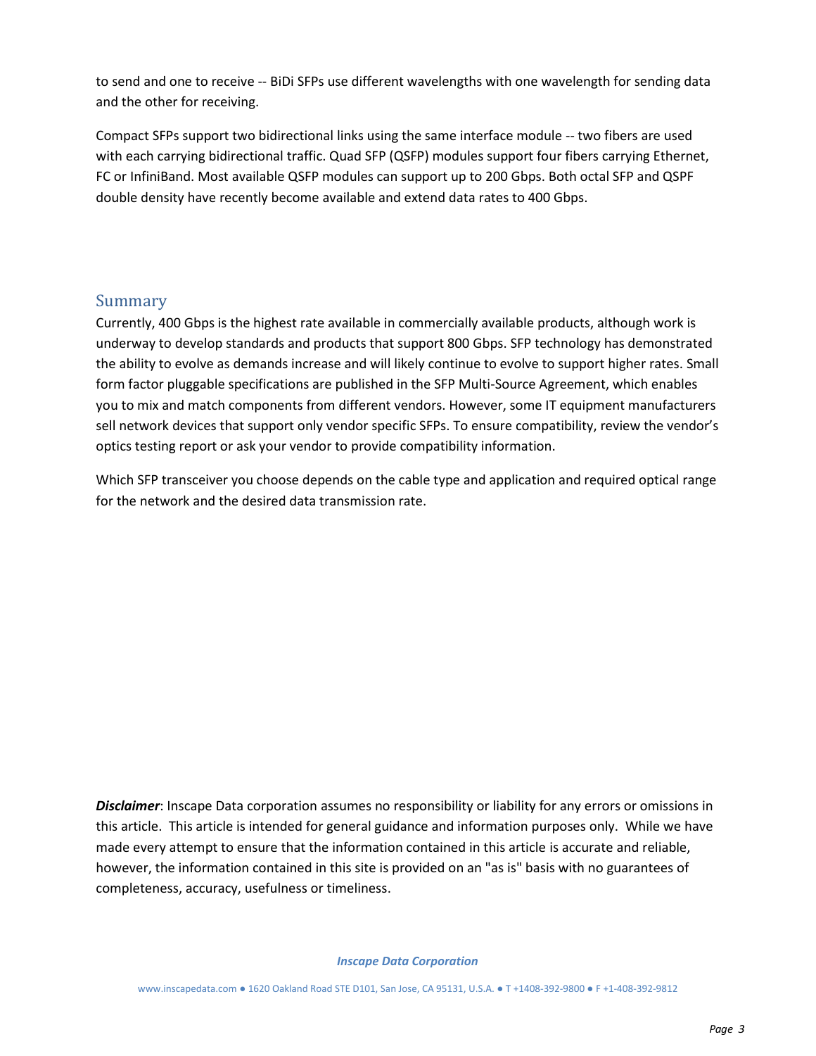to send and one to receive -- BiDi SFPs use different wavelengths with one wavelength for sending data and the other for receiving.

Compact SFPs support two bidirectional links using the same interface module -- two fibers are used with each carrying bidirectional traffic. Quad SFP (QSFP) modules support four fibers carrying Ethernet, FC or InfiniBand. Most available QSFP modules can support up to 200 Gbps. Both octal SFP and QSPF double density have recently become available and extend data rates to 400 Gbps.

## Summary

Currently, 400 Gbps is the highest rate available in commercially available products, although work is underway to develop standards and products that support 800 Gbps. SFP technology has demonstrated the ability to evolve as demands increase and will likely continue to evolve to support higher rates. Small form factor pluggable specifications are published in the SFP Multi-Source Agreement, which enables you to mix and match components from different vendors. However, some IT equipment manufacturers sell network devices that support only vendor specific SFPs. To ensure compatibility, review the vendor's optics testing report or ask your vendor to provide compatibility information.

Which SFP transceiver you choose depends on the cable type and application and required optical range for the network and the desired data transmission rate.

***Disclaimer***: Inscape Data corporation assumes no responsibility or liability for any errors or omissions in this article. This article is intended for general guidance and information purposes only. While we have made every attempt to ensure that the information contained in this article is accurate and reliable, however, the information contained in this site is provided on an "as is" basis with no guarantees of completeness, accuracy, usefulness or timeliness.

***Inscape Data Corporation***

www.inscapedata.com ● 1620 Oakland Road STE D101, San Jose, CA 95131, U.S.A. ● T +1408-392-9800 ● F +1-408-392-9812